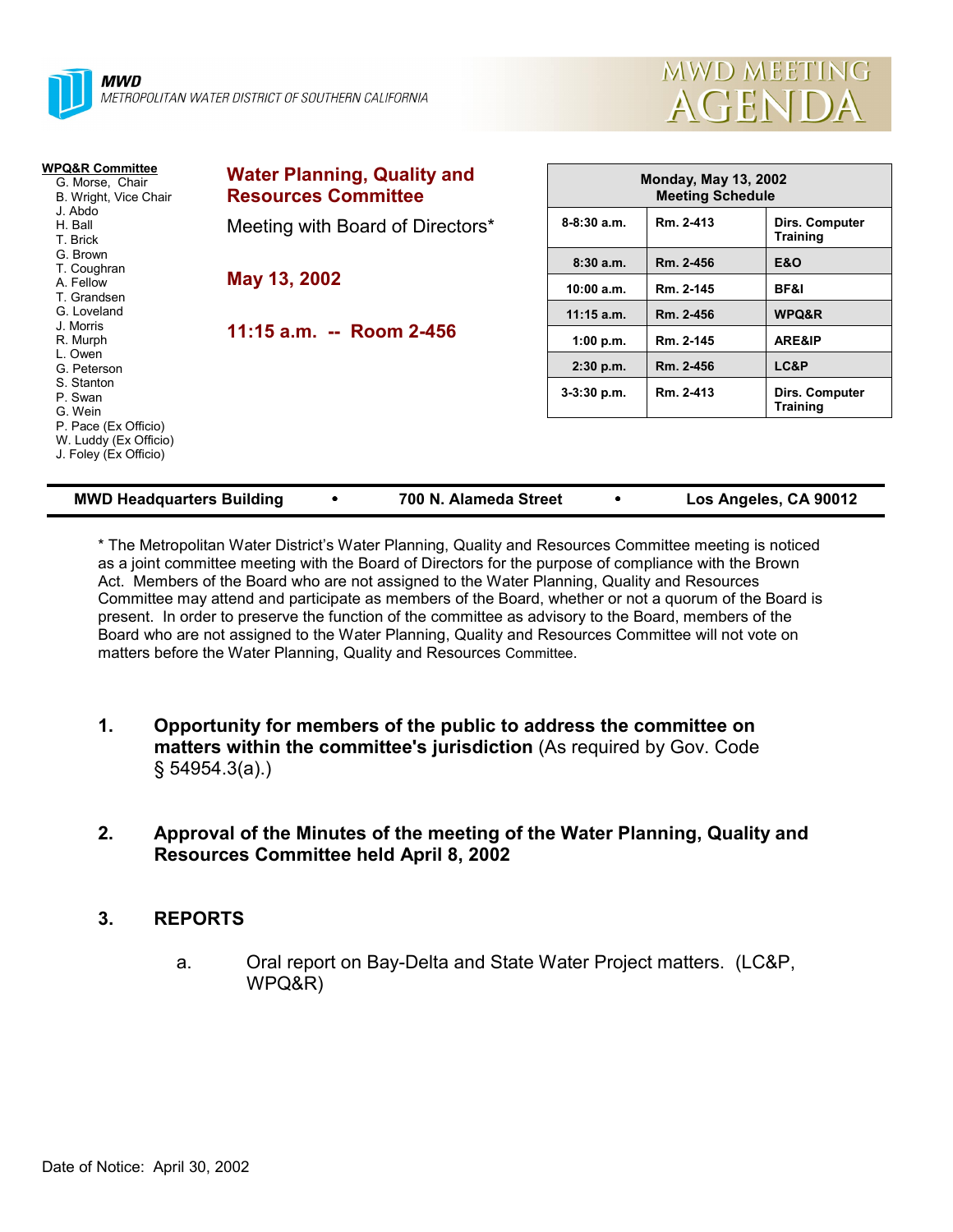**MWD**
*METROPOLITAN WATER DISTRICT OF SOUTHERN CALIFORNIA*

# MWD MEETING AGENDA

**WPQ&R Committee**
- G. Morse, Chair
- B. Wright, Vice Chair
- J. Abdo
- H. Ball
- T. Brick
- G. Brown
- T. Coughran
- A. Fellow
- T. Grandsen
- G. Loveland
- J. Morris
- R. Murph
- L. Owen
- G. Peterson
- S. Stanton
- P. Swan
- G. Wein
- P. Pace (Ex Officio)
- W. Luddy (Ex Officio)
- J. Foley (Ex Officio)

## Water Planning, Quality and Resources Committee

Meeting with Board of Directors*

**May 13, 2002**

**11:15 a.m. -- Room 2-456**

| Monday, May 13, 2002 Meeting Schedule | | |
|---|---|---|
| 8-8:30 a.m. | Rm. 2-413 | Dirs. Computer Training |
| 8:30 a.m. | Rm. 2-456 | E&O |
| 10:00 a.m. | Rm. 2-145 | BF&I |
| 11:15 a.m. | Rm. 2-456 | WPQ&R |
| 1:00 p.m. | Rm. 2-145 | ARE&IP |
| 2:30 p.m. | Rm. 2-456 | LC&P |
| 3-3:30 p.m. | Rm. 2-413 | Dirs. Computer Training |

**MWD Headquarters Building • 700 N. Alameda Street • Los Angeles, CA 90012**

* The Metropolitan Water District's Water Planning, Quality and Resources Committee meeting is noticed as a joint committee meeting with the Board of Directors for the purpose of compliance with the Brown Act. Members of the Board who are not assigned to the Water Planning, Quality and Resources Committee may attend and participate as members of the Board, whether or not a quorum of the Board is present. In order to preserve the function of the committee as advisory to the Board, members of the Board who are not assigned to the Water Planning, Quality and Resources Committee will not vote on matters before the Water Planning, Quality and Resources Committee.

1. **Opportunity for members of the public to address the committee on matters within the committee's jurisdiction** (As required by Gov. Code § 54954.3(a).)

2. **Approval of the Minutes of the meeting of the Water Planning, Quality and Resources Committee held April 8, 2002**

3. **REPORTS**

   a. Oral report on Bay-Delta and State Water Project matters. (LC&P, WPQ&R)

Date of Notice: April 30, 2002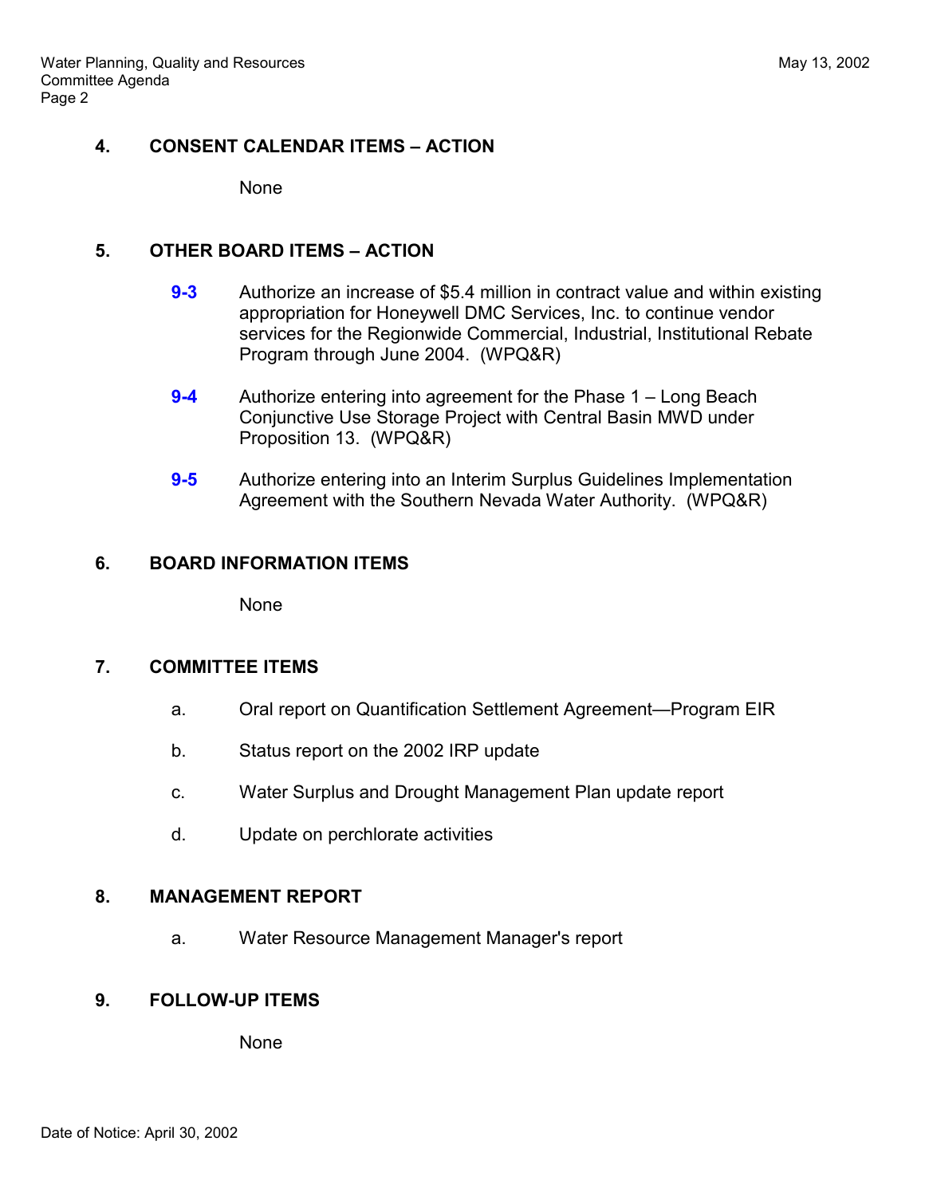## 4. CONSENT CALENDAR ITEMS – ACTION

None

## 5. OTHER BOARD ITEMS – ACTION

**9-3** Authorize an increase of $5.4 million in contract value and within existing appropriation for Honeywell DMC Services, Inc. to continue vendor services for the Regionwide Commercial, Industrial, Institutional Rebate Program through June 2004. (WPQ&R)

**9-4** Authorize entering into agreement for the Phase 1 – Long Beach Conjunctive Use Storage Project with Central Basin MWD under Proposition 13. (WPQ&R)

**9-5** Authorize entering into an Interim Surplus Guidelines Implementation Agreement with the Southern Nevada Water Authority. (WPQ&R)

## 6. BOARD INFORMATION ITEMS

None

## 7. COMMITTEE ITEMS

a. Oral report on Quantification Settlement Agreement—Program EIR

b. Status report on the 2002 IRP update

c. Water Surplus and Drought Management Plan update report

d. Update on perchlorate activities

## 8. MANAGEMENT REPORT

a. Water Resource Management Manager's report

## 9. FOLLOW-UP ITEMS

None

Date of Notice: April 30, 2002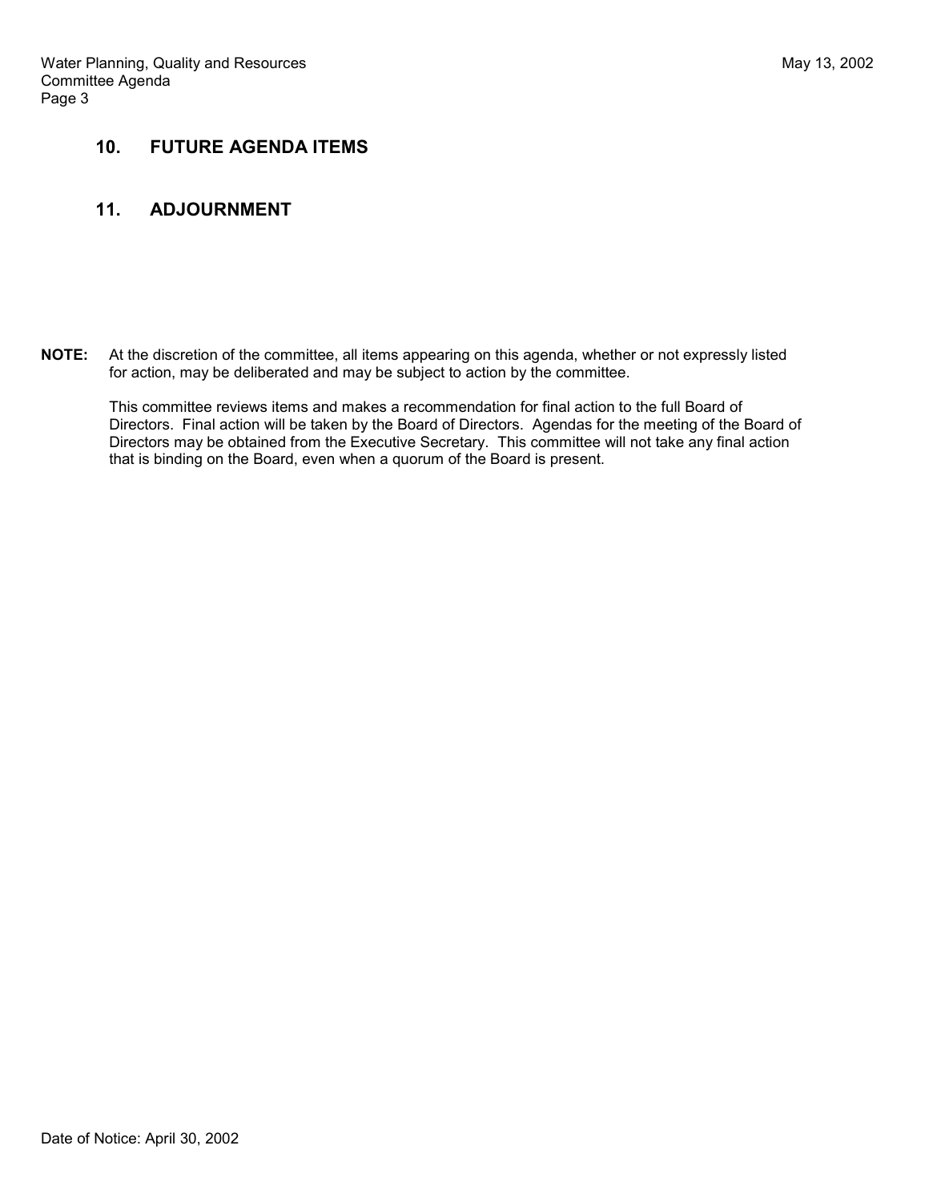## 10. FUTURE AGENDA ITEMS

## 11. ADJOURNMENT

**NOTE:** At the discretion of the committee, all items appearing on this agenda, whether or not expressly listed for action, may be deliberated and may be subject to action by the committee.

This committee reviews items and makes a recommendation for final action to the full Board of Directors. Final action will be taken by the Board of Directors. Agendas for the meeting of the Board of Directors may be obtained from the Executive Secretary. This committee will not take any final action that is binding on the Board, even when a quorum of the Board is present.

Date of Notice: April 30, 2002